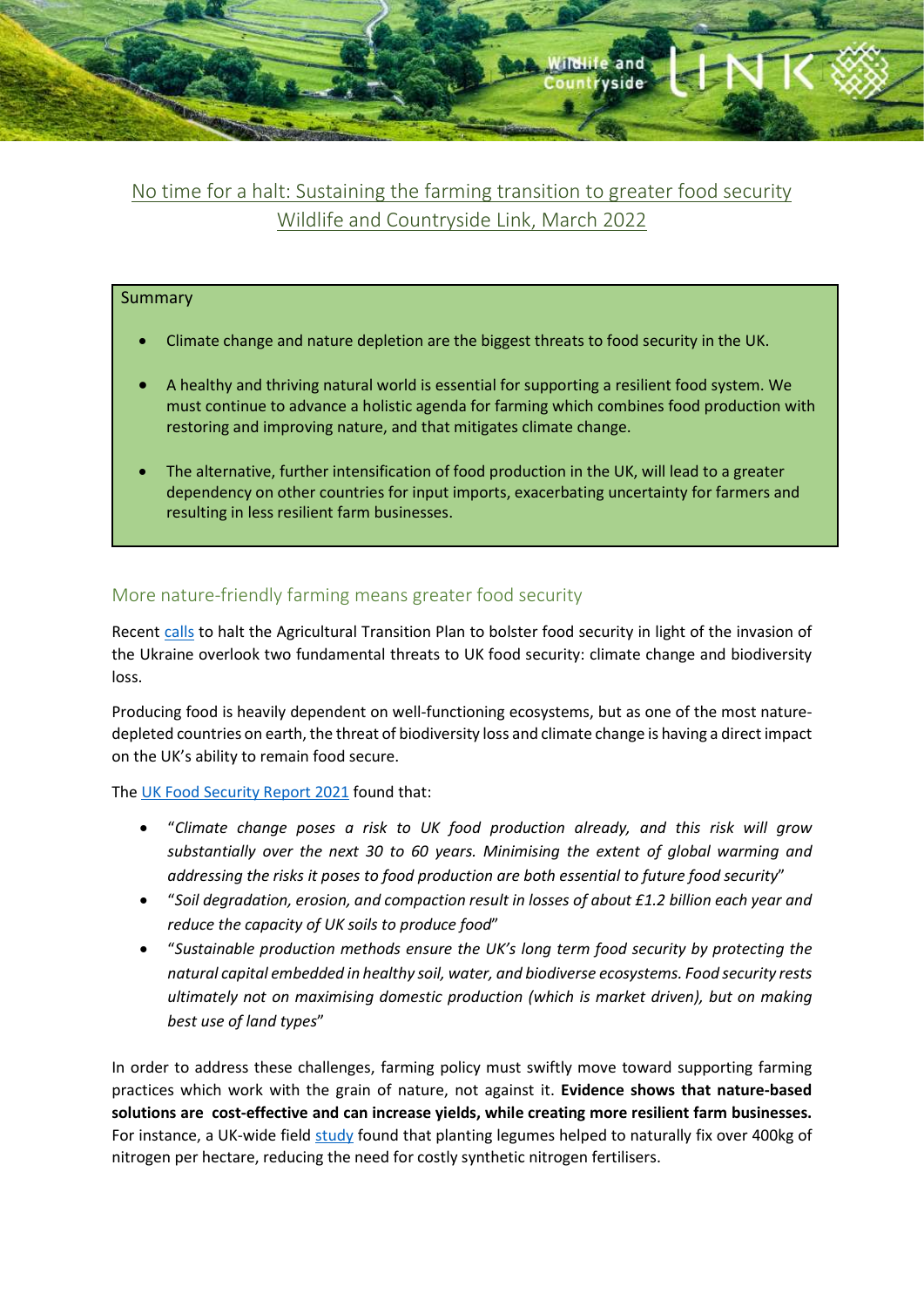# No time for a halt: Sustaining the farming transition to greater food security
## Wildlife and Countryside Link, March 2022

**Summary**

- Climate change and nature depletion are the biggest threats to food security in the UK.
- A healthy and thriving natural world is essential for supporting a resilient food system. We must continue to advance a holistic agenda for farming which combines food production with restoring and improving nature, and that mitigates climate change.
- The alternative, further intensification of food production in the UK, will lead to a greater dependency on other countries for input imports, exacerbating uncertainty for farmers and resulting in less resilient farm businesses.

## More nature-friendly farming means greater food security

Recent calls to halt the Agricultural Transition Plan to bolster food security in light of the invasion of the Ukraine overlook two fundamental threats to UK food security: climate change and biodiversity loss.

Producing food is heavily dependent on well-functioning ecosystems, but as one of the most nature-depleted countries on earth, the threat of biodiversity loss and climate change is having a direct impact on the UK's ability to remain food secure.

The UK Food Security Report 2021 found that:

- "*Climate change poses a risk to UK food production already, and this risk will grow substantially over the next 30 to 60 years. Minimising the extent of global warming and addressing the risks it poses to food production are both essential to future food security*"
- "*Soil degradation, erosion, and compaction result in losses of about £1.2 billion each year and reduce the capacity of UK soils to produce food*"
- "*Sustainable production methods ensure the UK's long term food security by protecting the natural capital embedded in healthy soil, water, and biodiverse ecosystems. Food security rests ultimately not on maximising domestic production (which is market driven), but on making best use of land types*"

In order to address these challenges, farming policy must swiftly move toward supporting farming practices which work with the grain of nature, not against it. **Evidence shows that nature-based solutions are cost-effective and can increase yields, while creating more resilient farm businesses.** For instance, a UK-wide field study found that planting legumes helped to naturally fix over 400kg of nitrogen per hectare, reducing the need for costly synthetic nitrogen fertilisers.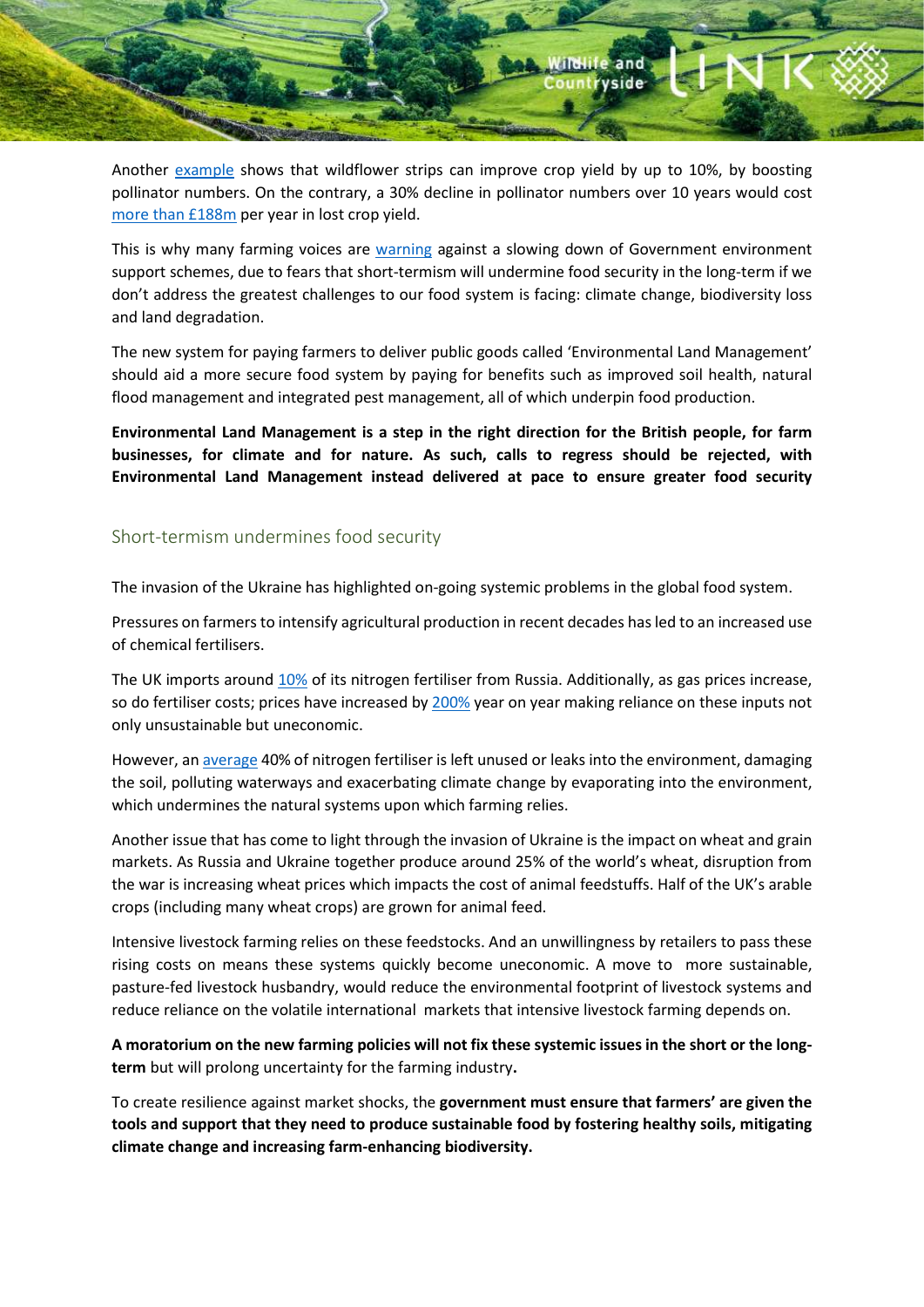Another example shows that wildflower strips can improve crop yield by up to 10%, by boosting pollinator numbers. On the contrary, a 30% decline in pollinator numbers over 10 years would cost more than £188m per year in lost crop yield.

This is why many farming voices are warning against a slowing down of Government environment support schemes, due to fears that short-termism will undermine food security in the long-term if we don't address the greatest challenges to our food system is facing: climate change, biodiversity loss and land degradation.

The new system for paying farmers to deliver public goods called 'Environmental Land Management' should aid a more secure food system by paying for benefits such as improved soil health, natural flood management and integrated pest management, all of which underpin food production.

**Environmental Land Management is a step in the right direction for the British people, for farm businesses, for climate and for nature. As such, calls to regress should be rejected, with Environmental Land Management instead delivered at pace to ensure greater food security**

## Short-termism undermines food security

The invasion of the Ukraine has highlighted on-going systemic problems in the global food system.

Pressures on farmers to intensify agricultural production in recent decades has led to an increased use of chemical fertilisers.

The UK imports around 10% of its nitrogen fertiliser from Russia. Additionally, as gas prices increase, so do fertiliser costs; prices have increased by 200% year on year making reliance on these inputs not only unsustainable but uneconomic.

However, an average 40% of nitrogen fertiliser is left unused or leaks into the environment, damaging the soil, polluting waterways and exacerbating climate change by evaporating into the environment, which undermines the natural systems upon which farming relies.

Another issue that has come to light through the invasion of Ukraine is the impact on wheat and grain markets. As Russia and Ukraine together produce around 25% of the world's wheat, disruption from the war is increasing wheat prices which impacts the cost of animal feedstuffs. Half of the UK's arable crops (including many wheat crops) are grown for animal feed.

Intensive livestock farming relies on these feedstocks. And an unwillingness by retailers to pass these rising costs on means these systems quickly become uneconomic. A move to more sustainable, pasture-fed livestock husbandry, would reduce the environmental footprint of livestock systems and reduce reliance on the volatile international markets that intensive livestock farming depends on.

**A moratorium on the new farming policies will not fix these systemic issues in the short or the long-term** but will prolong uncertainty for the farming industry**.**

To create resilience against market shocks, the **government must ensure that farmers' are given the tools and support that they need to produce sustainable food by fostering healthy soils, mitigating climate change and increasing farm-enhancing biodiversity.**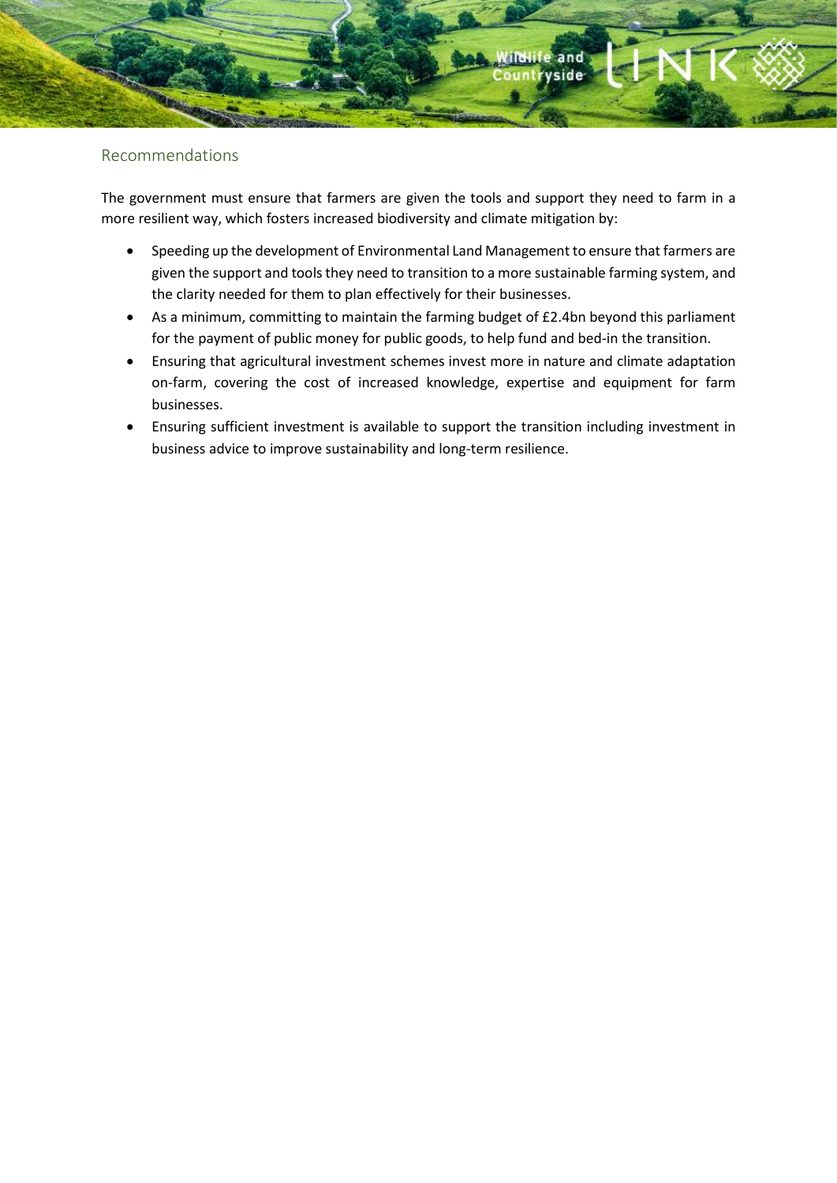## Recommendations

The government must ensure that farmers are given the tools and support they need to farm in a more resilient way, which fosters increased biodiversity and climate mitigation by:

- Speeding up the development of Environmental Land Management to ensure that farmers are given the support and tools they need to transition to a more sustainable farming system, and the clarity needed for them to plan effectively for their businesses.
- As a minimum, committing to maintain the farming budget of £2.4bn beyond this parliament for the payment of public money for public goods, to help fund and bed-in the transition.
- Ensuring that agricultural investment schemes invest more in nature and climate adaptation on-farm, covering the cost of increased knowledge, expertise and equipment for farm businesses.
- Ensuring sufficient investment is available to support the transition including investment in business advice to improve sustainability and long-term resilience.